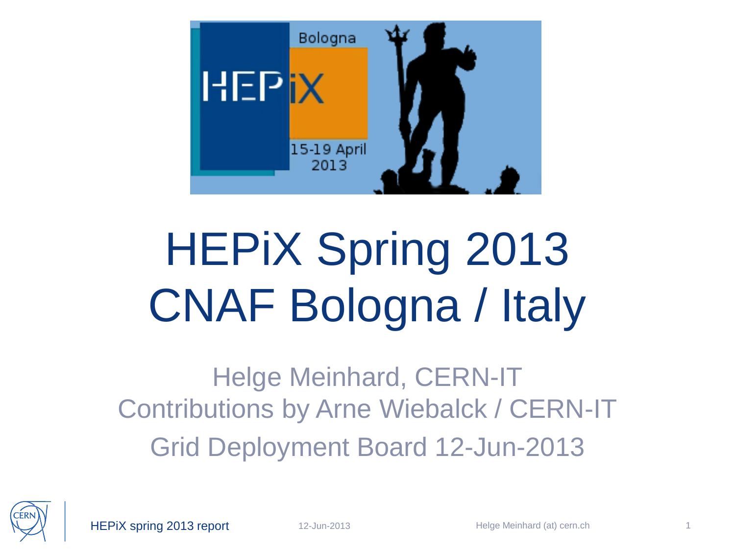# HEPiX Spring 2013 CNAF Bologna / Italy

Helge Meinhard, CERN-IT

Contributions by Arne Wiebalck / CERN-IT

Grid Deployment Board 12-Jun-2013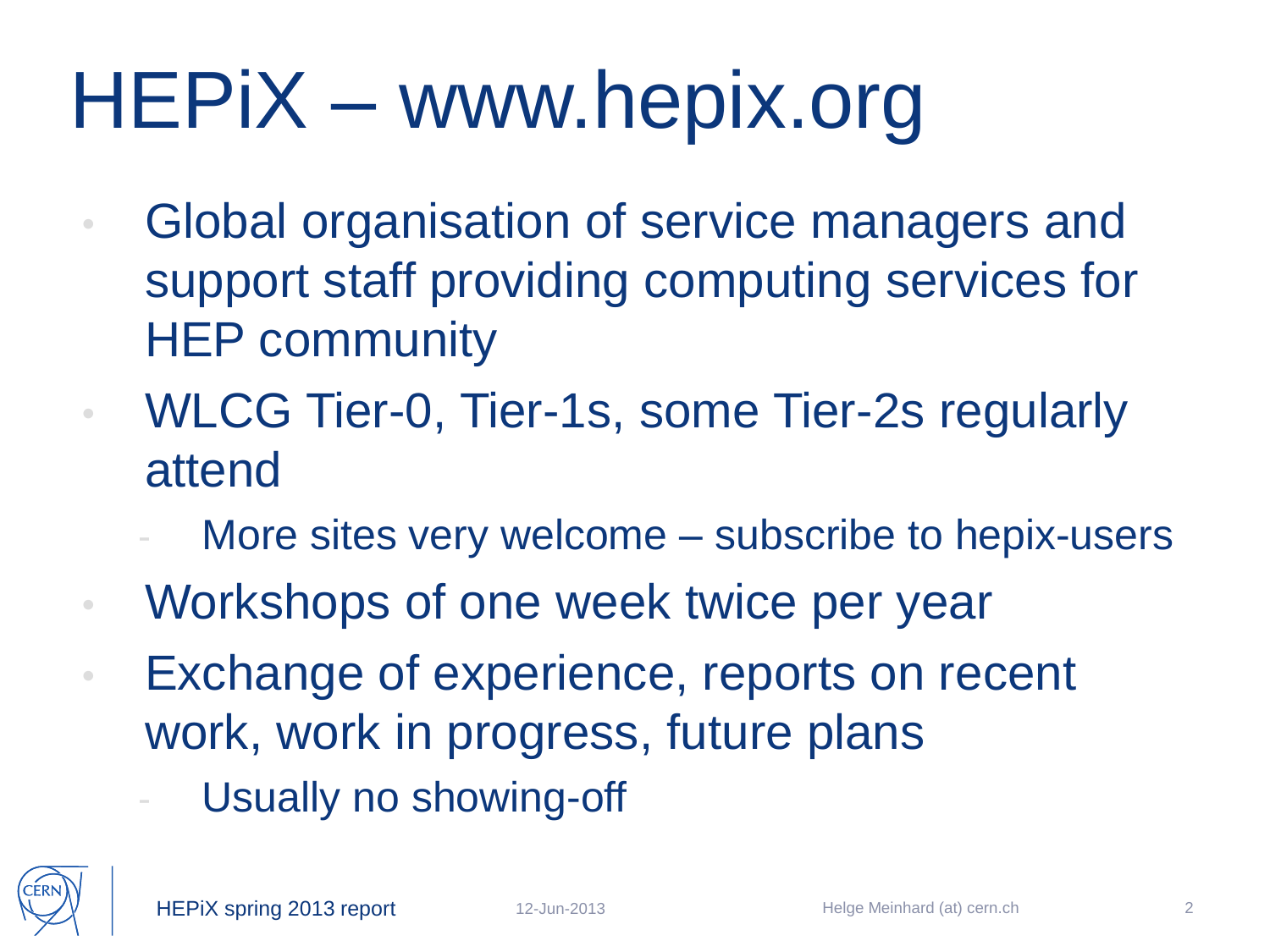# HEPiX – www.hepix.org

- Global organisation of service managers and support staff providing computing services for HEP community
- WLCG Tier-0, Tier-1s, some Tier-2s regularly attend
  - More sites very welcome – subscribe to hepix-users
- Workshops of one week twice per year
- Exchange of experience, reports on recent work, work in progress, future plans
  - Usually no showing-off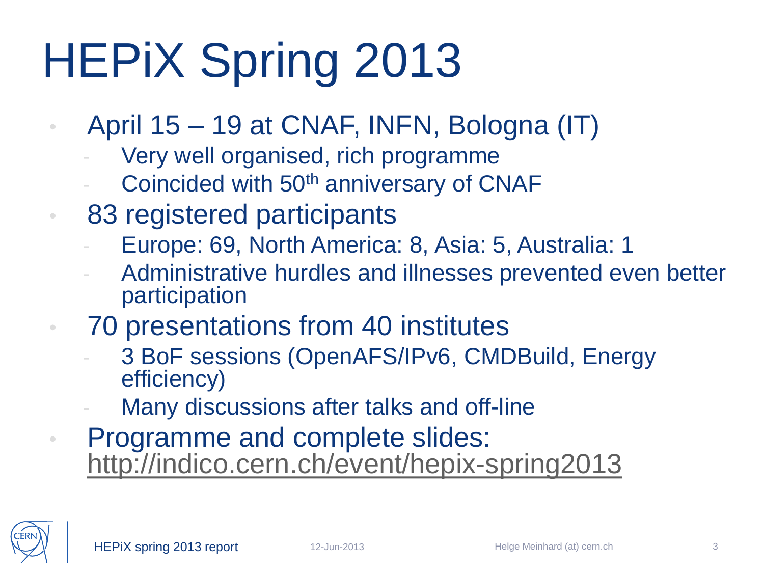# HEPiX Spring 2013

- April 15 – 19 at CNAF, INFN, Bologna (IT)
  - Very well organised, rich programme
  - Coincided with 50$^{th}$ anniversary of CNAF
- 83 registered participants
  - Europe: 69, North America: 8, Asia: 5, Australia: 1
  - Administrative hurdles and illnesses prevented even better participation
- 70 presentations from 40 institutes
  - 3 BoF sessions (OpenAFS/IPv6, CMDBuild, Energy efficiency)
  - Many discussions after talks and off-line
- Programme and complete slides: http://indico.cern.ch/event/hepix-spring2013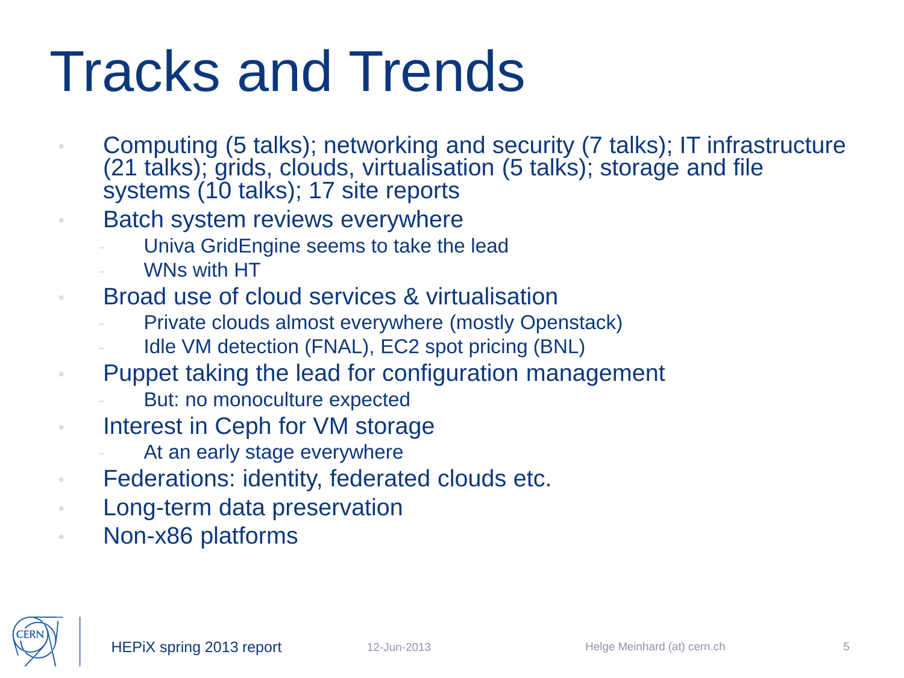# Tracks and Trends

- Computing (5 talks); networking and security (7 talks); IT infrastructure (21 talks); grids, clouds, virtualisation (5 talks); storage and file systems (10 talks); 17 site reports
- Batch system reviews everywhere
  - Univa GridEngine seems to take the lead
  - WNs with HT
- Broad use of cloud services & virtualisation
  - Private clouds almost everywhere (mostly Openstack)
  - Idle VM detection (FNAL), EC2 spot pricing (BNL)
- Puppet taking the lead for configuration management
  - But: no monoculture expected
- Interest in Ceph for VM storage
  - At an early stage everywhere
- Federations: identity, federated clouds etc.
- Long-term data preservation
- Non-x86 platforms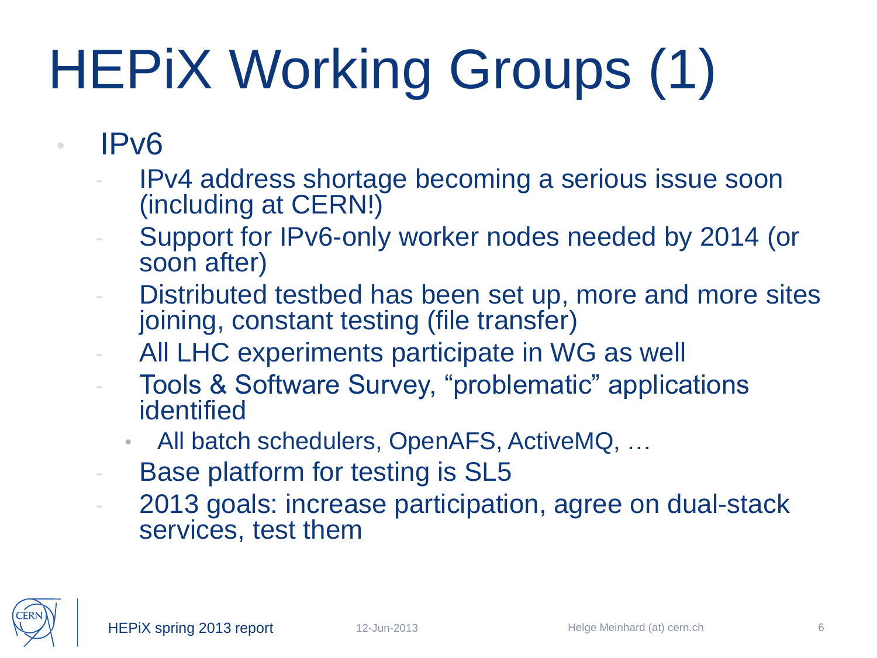# HEPiX Working Groups (1)

- IPv6
  - IPv4 address shortage becoming a serious issue soon (including at CERN!)
  - Support for IPv6-only worker nodes needed by 2014 (or soon after)
  - Distributed testbed has been set up, more and more sites joining, constant testing (file transfer)
  - All LHC experiments participate in WG as well
  - Tools & Software Survey, “problematic” applications identified
    - All batch schedulers, OpenAFS, ActiveMQ, …
  - Base platform for testing is SL5
  - 2013 goals: increase participation, agree on dual-stack services, test them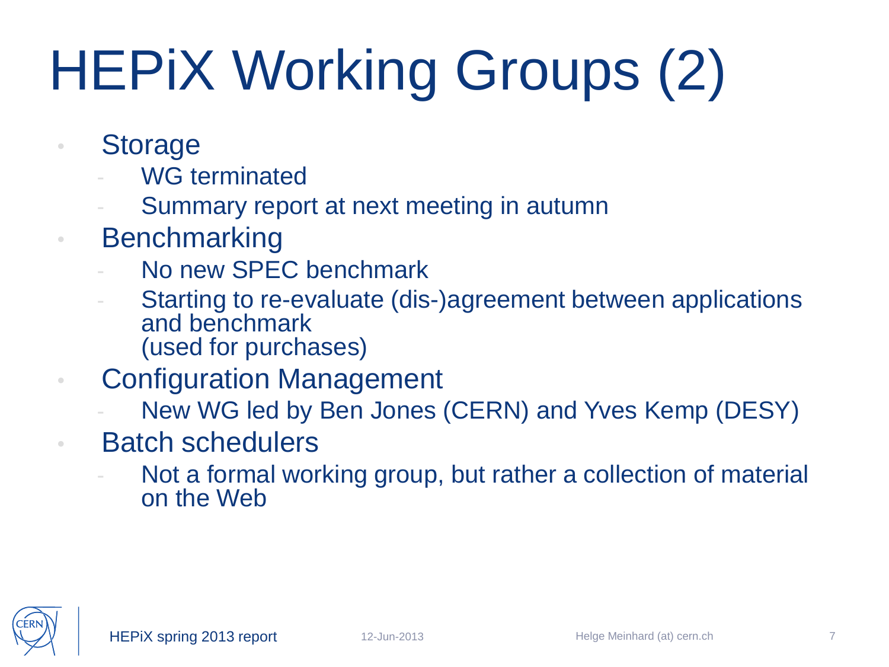# HEPiX Working Groups (2)

- Storage
  - WG terminated
  - Summary report at next meeting in autumn
- Benchmarking
  - No new SPEC benchmark
  - Starting to re-evaluate (dis-)agreement between applications and benchmark (used for purchases)
- Configuration Management
  - New WG led by Ben Jones (CERN) and Yves Kemp (DESY)
- Batch schedulers
  - Not a formal working group, but rather a collection of material on the Web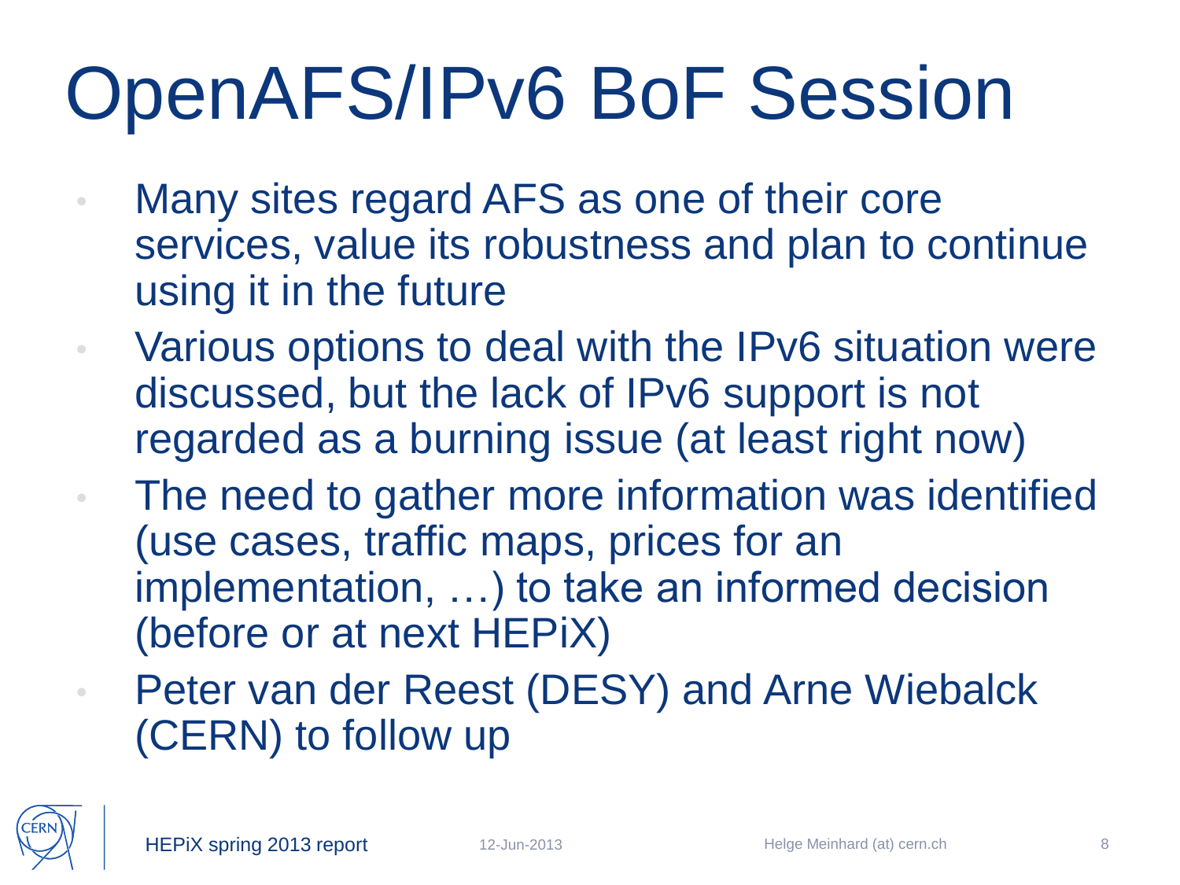# OpenAFS/IPv6 BoF Session

- Many sites regard AFS as one of their core services, value its robustness and plan to continue using it in the future
- Various options to deal with the IPv6 situation were discussed, but the lack of IPv6 support is not regarded as a burning issue (at least right now)
- The need to gather more information was identified (use cases, traffic maps, prices for an implementation, …) to take an informed decision (before or at next HEPiX)
- Peter van der Reest (DESY) and Arne Wiebalck (CERN) to follow up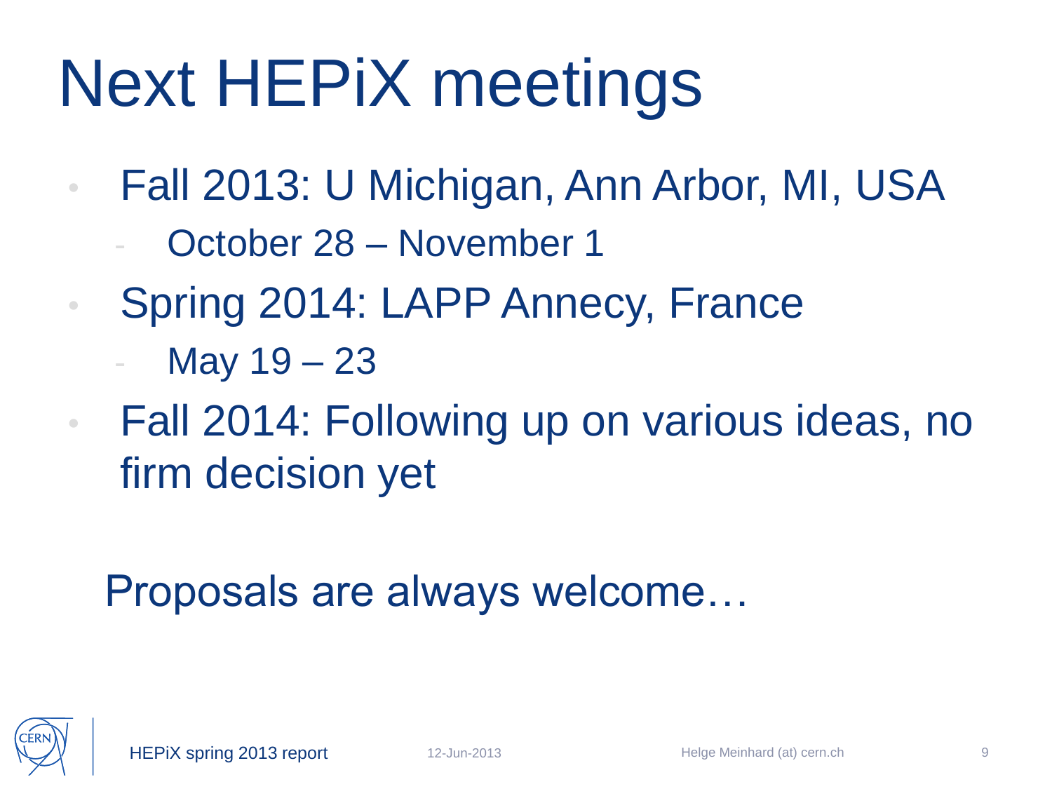# Next HEPiX meetings

- Fall 2013: U Michigan, Ann Arbor, MI, USA
  - October 28 – November 1
- Spring 2014: LAPP Annecy, France
  - May 19 – 23
- Fall 2014: Following up on various ideas, no firm decision yet

Proposals are always welcome…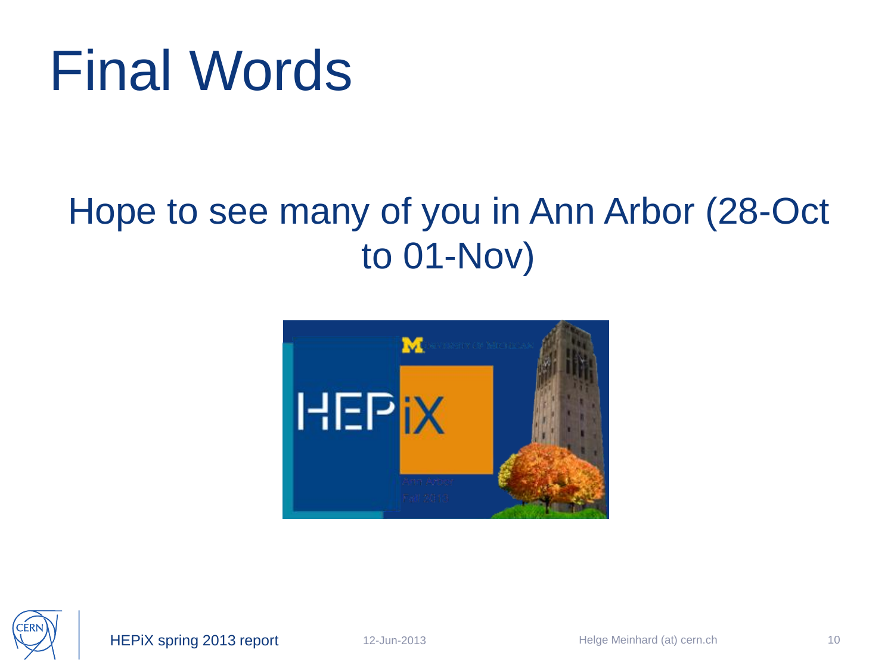# Final Words

Hope to see many of you in Ann Arbor (28-Oct to 01-Nov)